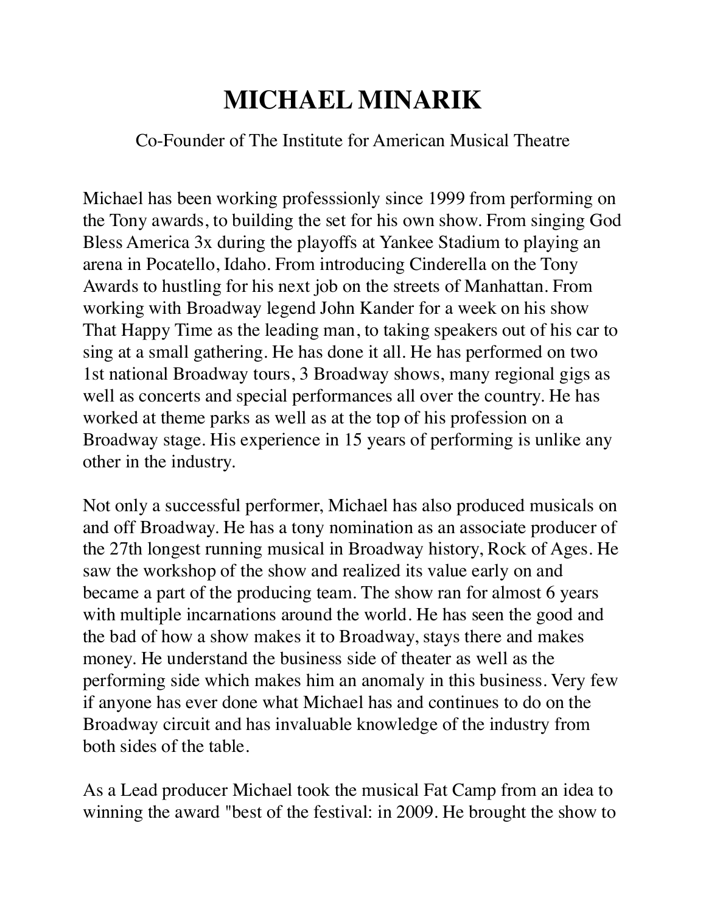# MICHAEL MINARIK

Co-Founder of The Institute for American Musical Theatre

Michael has been working professsionly since 1999 from performing on the Tony awards, to building the set for his own show. From singing God Bless America 3x during the playoffs at Yankee Stadium to playing an arena in Pocatello, Idaho. From introducing Cinderella on the Tony Awards to hustling for his next job on the streets of Manhattan. From working with Broadway legend John Kander for a week on his show That Happy Time as the leading man, to taking speakers out of his car to sing at a small gathering. He has done it all. He has performed on two 1st national Broadway tours, 3 Broadway shows, many regional gigs as well as concerts and special performances all over the country. He has worked at theme parks as well as at the top of his profession on a Broadway stage. His experience in 15 years of performing is unlike any other in the industry.

Not only a successful performer, Michael has also produced musicals on and off Broadway. He has a tony nomination as an associate producer of the 27th longest running musical in Broadway history, Rock of Ages. He saw the workshop of the show and realized its value early on and became a part of the producing team. The show ran for almost 6 years with multiple incarnations around the world. He has seen the good and the bad of how a show makes it to Broadway, stays there and makes money. He understand the business side of theater as well as the performing side which makes him an anomaly in this business. Very few if anyone has ever done what Michael has and continues to do on the Broadway circuit and has invaluable knowledge of the industry from both sides of the table.

As a Lead producer Michael took the musical Fat Camp from an idea to winning the award "best of the festival: in 2009. He brought the show to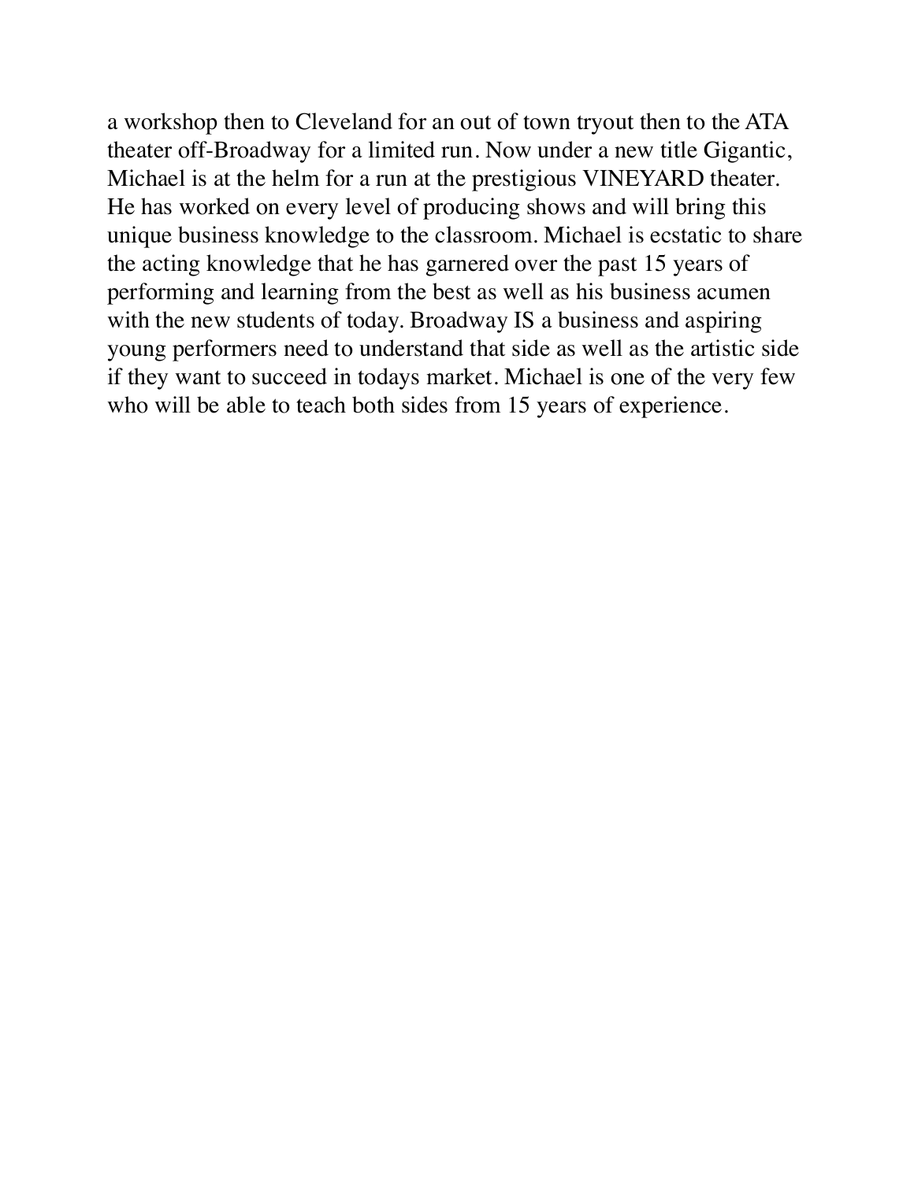a workshop then to Cleveland for an out of town tryout then to the ATA theater off-Broadway for a limited run. Now under a new title Gigantic, Michael is at the helm for a run at the prestigious VINEYARD theater. He has worked on every level of producing shows and will bring this unique business knowledge to the classroom. Michael is ecstatic to share the acting knowledge that he has garnered over the past 15 years of performing and learning from the best as well as his business acumen with the new students of today. Broadway IS a business and aspiring young performers need to understand that side as well as the artistic side if they want to succeed in todays market. Michael is one of the very few who will be able to teach both sides from 15 years of experience.